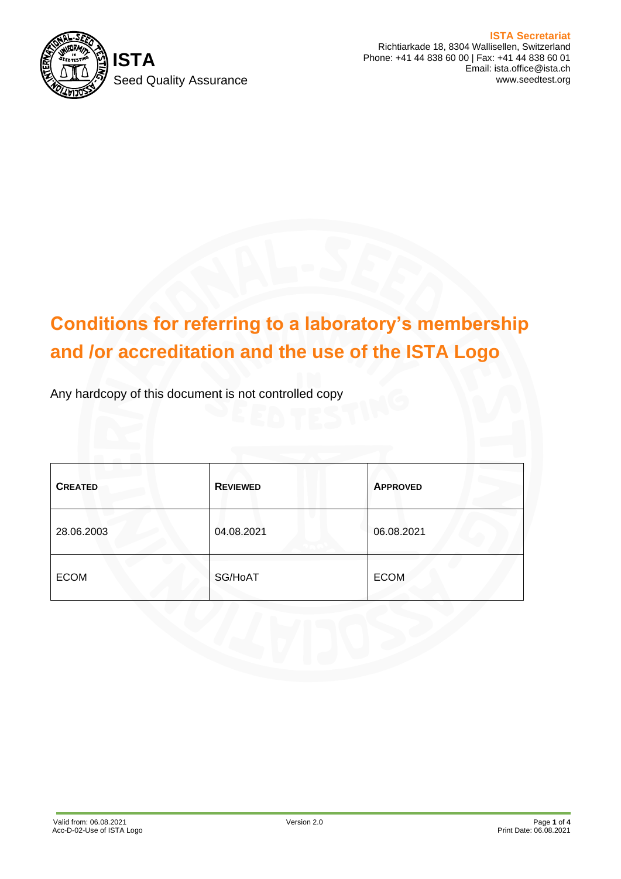**ISTA**
Seed Quality Assurance

**ISTA Secretariat**
Richtiarkade 18, 8304 Wallisellen, Switzerland
Phone: +41 44 838 60 00 | Fax: +41 44 838 60 01
Email: ista.office@ista.ch
www.seedtest.org

# Conditions for referring to a laboratory's membership and /or accreditation and the use of the ISTA Logo

Any hardcopy of this document is not controlled copy

| CREATED | REVIEWED | APPROVED |
|---|---|---|
| 28.06.2003 | 04.08.2021 | 06.08.2021 |
| ECOM | SG/HoAT | ECOM |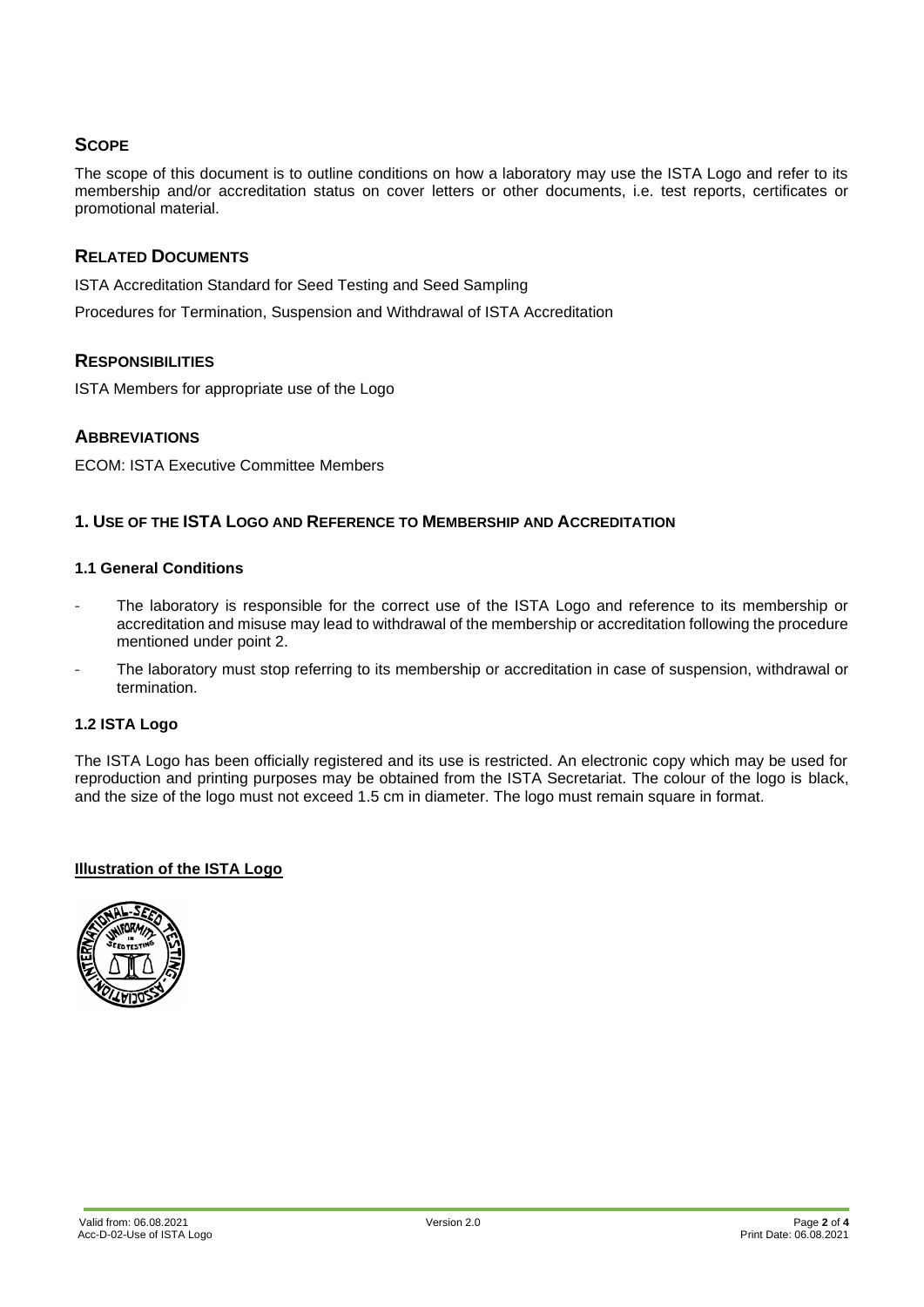## Scope

The scope of this document is to outline conditions on how a laboratory may use the ISTA Logo and refer to its membership and/or accreditation status on cover letters or other documents, i.e. test reports, certificates or promotional material.

## Related Documents

ISTA Accreditation Standard for Seed Testing and Seed Sampling

Procedures for Termination, Suspension and Withdrawal of ISTA Accreditation

## Responsibilities

ISTA Members for appropriate use of the Logo

## Abbreviations

ECOM: ISTA Executive Committee Members

## 1. Use of the ISTA Logo and Reference to Membership and Accreditation

### 1.1 General Conditions

- The laboratory is responsible for the correct use of the ISTA Logo and reference to its membership or accreditation and misuse may lead to withdrawal of the membership or accreditation following the procedure mentioned under point 2.
- The laboratory must stop referring to its membership or accreditation in case of suspension, withdrawal or termination.

### 1.2 ISTA Logo

The ISTA Logo has been officially registered and its use is restricted. An electronic copy which may be used for reproduction and printing purposes may be obtained from the ISTA Secretariat. The colour of the logo is black, and the size of the logo must not exceed 1.5 cm in diameter. The logo must remain square in format.

**Illustration of the ISTA Logo**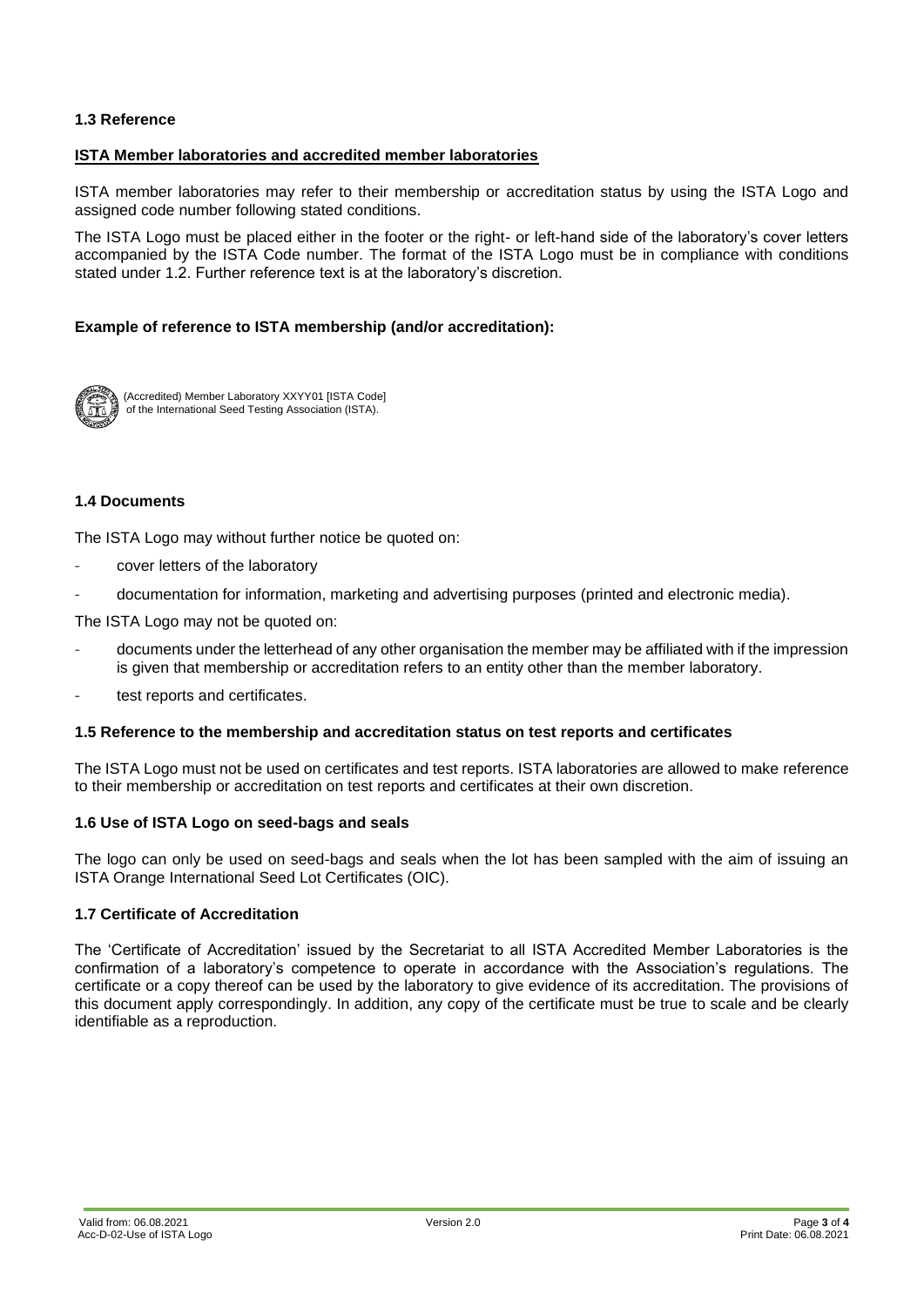### 1.3 Reference

**ISTA Member laboratories and accredited member laboratories**

ISTA member laboratories may refer to their membership or accreditation status by using the ISTA Logo and assigned code number following stated conditions.

The ISTA Logo must be placed either in the footer or the right- or left-hand side of the laboratory's cover letters accompanied by the ISTA Code number. The format of the ISTA Logo must be in compliance with conditions stated under 1.2. Further reference text is at the laboratory's discretion.

**Example of reference to ISTA membership (and/or accreditation):**

(Accredited) Member Laboratory XXYY01 [ISTA Code]
of the International Seed Testing Association (ISTA).

### 1.4 Documents

The ISTA Logo may without further notice be quoted on:

- cover letters of the laboratory
- documentation for information, marketing and advertising purposes (printed and electronic media).

The ISTA Logo may not be quoted on:

- documents under the letterhead of any other organisation the member may be affiliated with if the impression is given that membership or accreditation refers to an entity other than the member laboratory.
- test reports and certificates.

### 1.5 Reference to the membership and accreditation status on test reports and certificates

The ISTA Logo must not be used on certificates and test reports. ISTA laboratories are allowed to make reference to their membership or accreditation on test reports and certificates at their own discretion.

### 1.6 Use of ISTA Logo on seed-bags and seals

The logo can only be used on seed-bags and seals when the lot has been sampled with the aim of issuing an ISTA Orange International Seed Lot Certificates (OIC).

### 1.7 Certificate of Accreditation

The 'Certificate of Accreditation' issued by the Secretariat to all ISTA Accredited Member Laboratories is the confirmation of a laboratory's competence to operate in accordance with the Association's regulations. The certificate or a copy thereof can be used by the laboratory to give evidence of its accreditation. The provisions of this document apply correspondingly. In addition, any copy of the certificate must be true to scale and be clearly identifiable as a reproduction.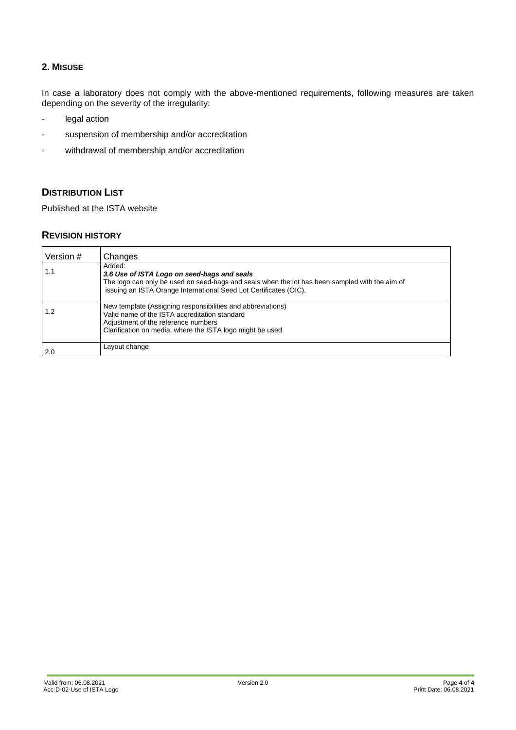## 2. Misuse

In case a laboratory does not comply with the above-mentioned requirements, following measures are taken depending on the severity of the irregularity:

- legal action
- suspension of membership and/or accreditation
- withdrawal of membership and/or accreditation

## Distribution List

Published at the ISTA website

## Revision History

| Version # | Changes |
|---|---|
| 1.1 | Added:<br>***3.6 Use of ISTA Logo on seed-bags and seals***<br>The logo can only be used on seed-bags and seals when the lot has been sampled with the aim of issuing an ISTA Orange International Seed Lot Certificates (OIC). |
| 1.2 | New template (Assigning responsibilities and abbreviations)<br>Valid name of the ISTA accreditation standard<br>Adjustment of the reference numbers<br>Clarification on media, where the ISTA logo might be used |
| 2.0 | Layout change |